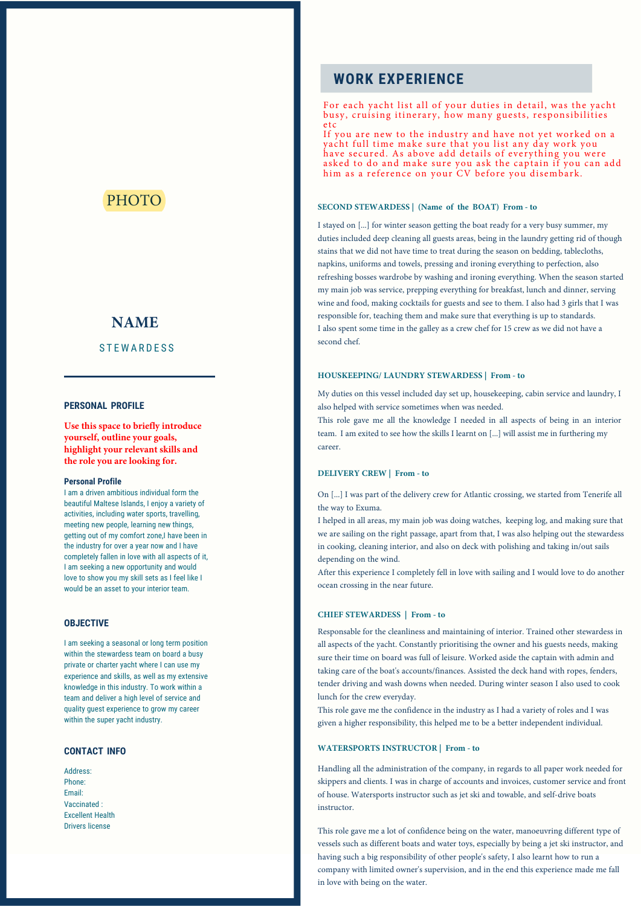PHOTO

# NAME

STEWARDESS

## PERSONAL PROFILE

**Use this space to briefly introduce yourself, outline your goals, highlight your relevant skills and the role you are looking for.**

**Personal Profile**

I am a driven ambitious individual form the beautiful Maltese Islands, I enjoy a variety of activities, including water sports, travelling, meeting new people, learning new things, getting out of my comfort zone,I have been in the industry for over a year now and I have completely fallen in love with all aspects of it, I am seeking a new opportunity and would love to show you my skill sets as I feel like I would be an asset to your interior team.

## OBJECTIVE

I am seeking a seasonal or long term position within the stewardess team on board a busy private or charter yacht where I can use my experience and skills, as well as my extensive knowledge in this industry. To work within a team and deliver a high level of service and quality guest experience to grow my career within the super yacht industry.

## CONTACT INFO

Address:
Phone:
Email:
Vaccinated :
Excellent Health
Drivers license

## WORK EXPERIENCE

For each yacht list all of your duties in detail, was the yacht busy, cruising itinerary, how many guests, responsibilities etc
If you are new to the industry and have not yet worked on a yacht full time make sure that you list any day work you have secured. As above add details of everything you were asked to do and make sure you ask the captain if you can add him as a reference on your CV before you disembark.

### SECOND STEWARDESS | (Name of the BOAT) From - to

I stayed on [...] for winter season getting the boat ready for a very busy summer, my duties included deep cleaning all guests areas, being in the laundry getting rid of though stains that we did not have time to treat during the season on bedding, tablecloths, napkins, uniforms and towels, pressing and ironing everything to perfection, also refreshing bosses wardrobe by washing and ironing everything. When the season started my main job was service, prepping everything for breakfast, lunch and dinner, serving wine and food, making cocktails for guests and see to them. I also had 3 girls that I was responsible for, teaching them and make sure that everything is up to standards.
I also spent some time in the galley as a crew chef for 15 crew as we did not have a second chef.

### HOUSKEEPING/ LAUNDRY STEWARDESS | From - to

My duties on this vessel included day set up, housekeeping, cabin service and laundry, I also helped with service sometimes when was needed.
This role gave me all the knowledge I needed in all aspects of being in an interior team. I am exited to see how the skills I learnt on [...] will assist me in furthering my career.

### DELIVERY CREW | From - to

On [...] I was part of the delivery crew for Atlantic crossing, we started from Tenerife all the way to Exuma.
I helped in all areas, my main job was doing watches, keeping log, and making sure that we are sailing on the right passage, apart from that, I was also helping out the stewardess in cooking, cleaning interior, and also on deck with polishing and taking in/out sails depending on the wind.
After this experience I completely fell in love with sailing and I would love to do another ocean crossing in the near future.

### CHIEF STEWARDESS | From - to

Responsable for the cleanliness and maintaining of interior. Trained other stewardess in all aspects of the yacht. Constantly prioritising the owner and his guests needs, making sure their time on board was full of leisure. Worked aside the captain with admin and taking care of the boat's accounts/finances. Assisted the deck hand with ropes, fenders, tender driving and wash downs when needed. During winter season I also used to cook lunch for the crew everyday.
This role gave me the confidence in the industry as I had a variety of roles and I was given a higher responsibility, this helped me to be a better independent individual.

### WATERSPORTS INSTRUCTOR | From - to

Handling all the administration of the company, in regards to all paper work needed for skippers and clients. I was in charge of accounts and invoices, customer service and front of house. Watersports instructor such as jet ski and towable, and self-drive boats instructor.

This role gave me a lot of confidence being on the water, manoeuvring different type of vessels such as different boats and water toys, especially by being a jet ski instructor, and having such a big responsibility of other people's safety, I also learnt how to run a company with limited owner's supervision, and in the end this experience made me fall in love with being on the water.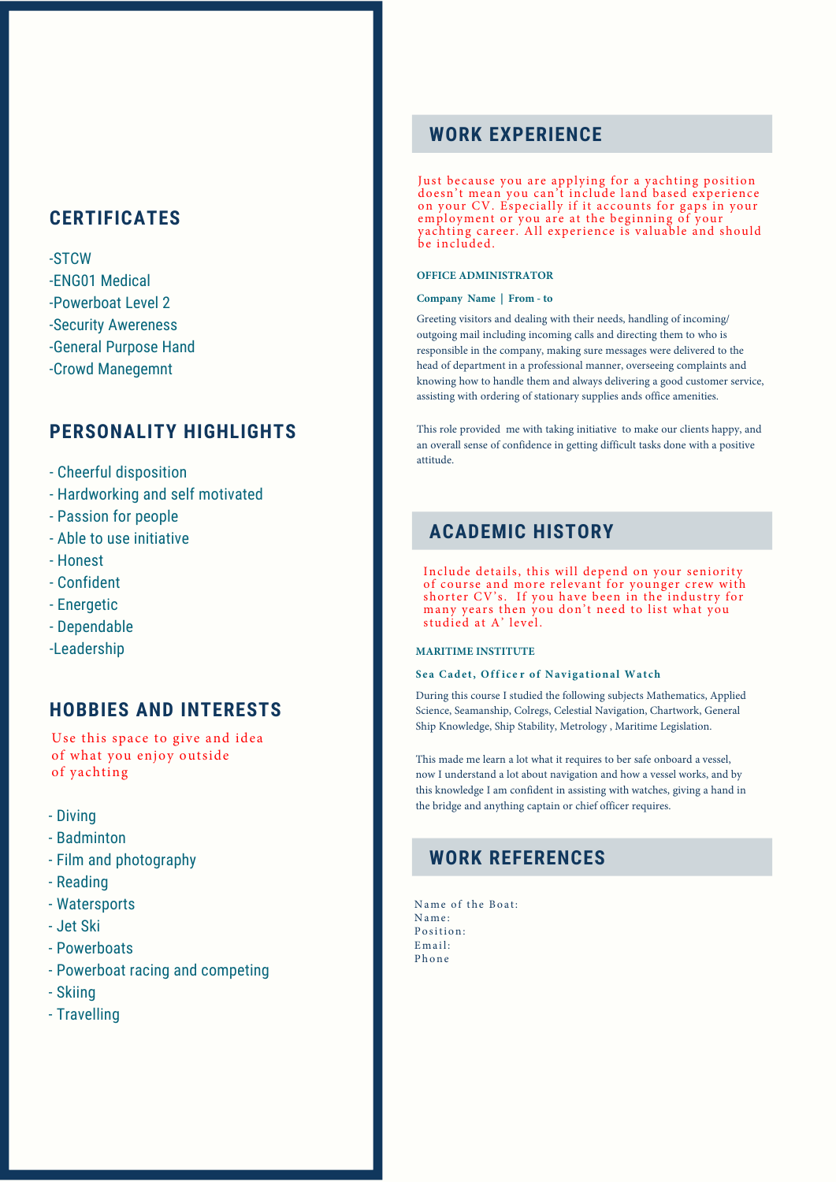## CERTIFICATES

-STCW
-ENG01 Medical
-Powerboat Level 2
-Security Awereness
-General Purpose Hand
-Crowd Manegemnt

## PERSONALITY HIGHLIGHTS

- Cheerful disposition
- Hardworking and self motivated
- Passion for people
- Able to use initiative
- Honest
- Confident
- Energetic
- Dependable
-Leadership

## HOBBIES AND INTERESTS

Use this space to give and idea of what you enjoy outside of yachting

- Diving
- Badminton
- Film and photography
- Reading
- Watersports
- Jet Ski
- Powerboats
- Powerboat racing and competing
- Skiing
- Travelling

## WORK EXPERIENCE

Just because you are applying for a yachting position doesn't mean you can't include land based experience on your CV. Especially if it accounts for gaps in your employment or you are at the beginning of your yachting career. All experience is valuable and should be included.

**OFFICE ADMINISTRATOR**

**Company Name | From - to**

Greeting visitors and dealing with their needs, handling of incoming/ outgoing mail including incoming calls and directing them to who is responsible in the company, making sure messages were delivered to the head of department in a professional manner, overseeing complaints and knowing how to handle them and always delivering a good customer service, assisting with ordering of stationary supplies ands office amenities.

This role provided me with taking initiative to make our clients happy, and an overall sense of confidence in getting difficult tasks done with a positive attitude.

## ACADEMIC HISTORY

Include details, this will depend on your seniority of course and more relevant for younger crew with shorter CV's. If you have been in the industry for many years then you don't need to list what you studied at A' level.

**MARITIME INSTITUTE**

**Sea Cadet, Officer of Navigational Watch**

During this course I studied the following subjects Mathematics, Applied Science, Seamanship, Colregs, Celestial Navigation, Chartwork, General Ship Knowledge, Ship Stability, Metrology , Maritime Legislation.

This made me learn a lot what it requires to ber safe onboard a vessel, now I understand a lot about navigation and how a vessel works, and by this knowledge I am confident in assisting with watches, giving a hand in the bridge and anything captain or chief officer requires.

## WORK REFERENCES

Name of the Boat:
Name:
Position:
Email:
Phone